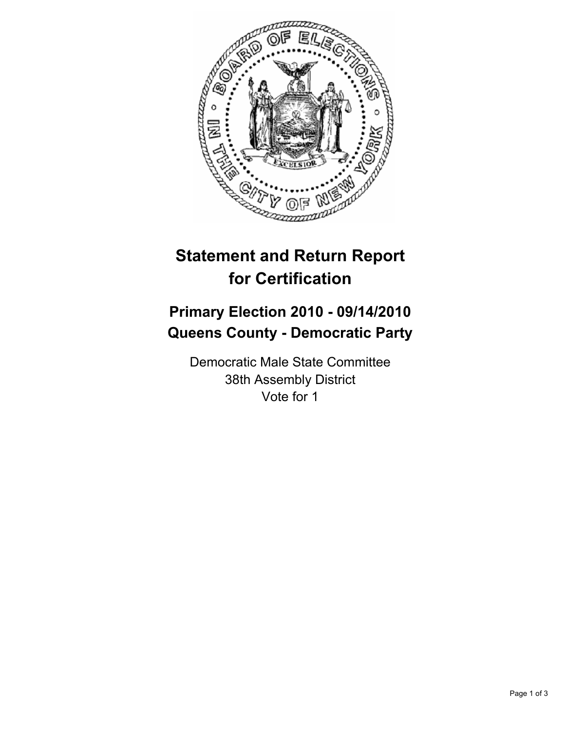# Statement and Return Report for Certification

## Primary Election 2010 - 09/14/2010
## Queens County - Democratic Party

Democratic Male State Committee
38th Assembly District
Vote for 1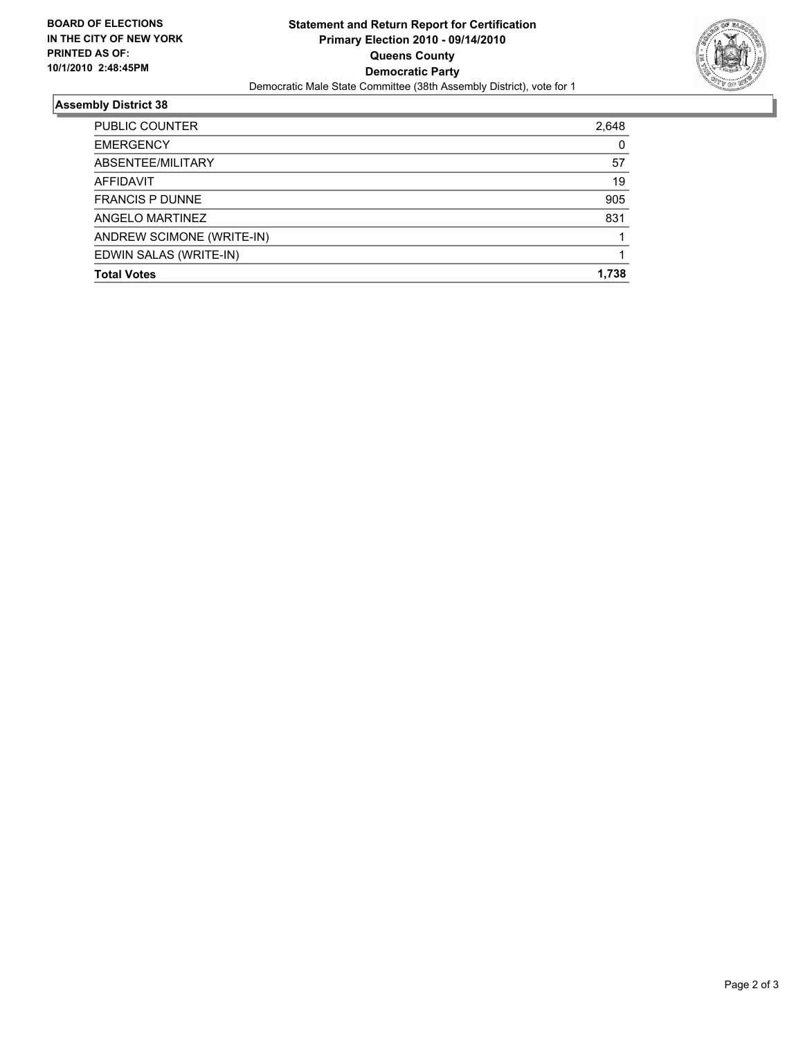**BOARD OF ELECTIONS IN THE CITY OF NEW YORK PRINTED AS OF: 10/1/2010 2:48:45PM**

# Statement and Return Report for Certification
## Primary Election 2010 - 09/14/2010
## Queens County
## Democratic Party

Democratic Male State Committee (38th Assembly District), vote for 1

### Assembly District 38

| | |
|---|---|
| PUBLIC COUNTER | 2,648 |
| EMERGENCY | 0 |
| ABSENTEE/MILITARY | 57 |
| AFFIDAVIT | 19 |
| FRANCIS P DUNNE | 905 |
| ANGELO MARTINEZ | 831 |
| ANDREW SCIMONE (WRITE-IN) | 1 |
| EDWIN SALAS (WRITE-IN) | 1 |
| **Total Votes** | **1,738** |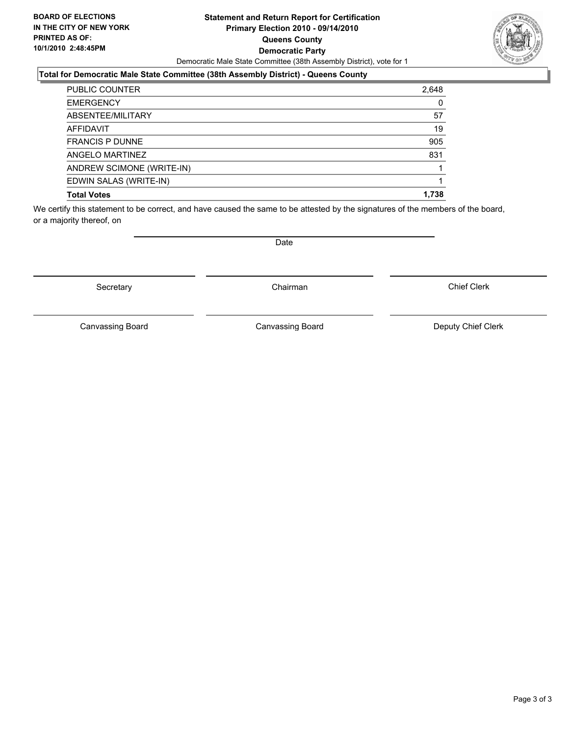**BOARD OF ELECTIONS IN THE CITY OF NEW YORK PRINTED AS OF: 10/1/2010 2:48:45PM**

**Statement and Return Report for Certification**
**Primary Election 2010 - 09/14/2010**
**Queens County**
**Democratic Party**

Democratic Male State Committee (38th Assembly District), vote for 1

### Total for Democratic Male State Committee (38th Assembly District) - Queens County

| | |
|---|---|
| PUBLIC COUNTER | 2,648 |
| EMERGENCY | 0 |
| ABSENTEE/MILITARY | 57 |
| AFFIDAVIT | 19 |
| FRANCIS P DUNNE | 905 |
| ANGELO MARTINEZ | 831 |
| ANDREW SCIMONE (WRITE-IN) | 1 |
| EDWIN SALAS (WRITE-IN) | 1 |
| **Total Votes** | **1,738** |

We certify this statement to be correct, and have caused the same to be attested by the signatures of the members of the board, or a majority thereof, on

Date

Secretary | Chairman | Chief Clerk

Canvassing Board | Canvassing Board | Deputy Chief Clerk